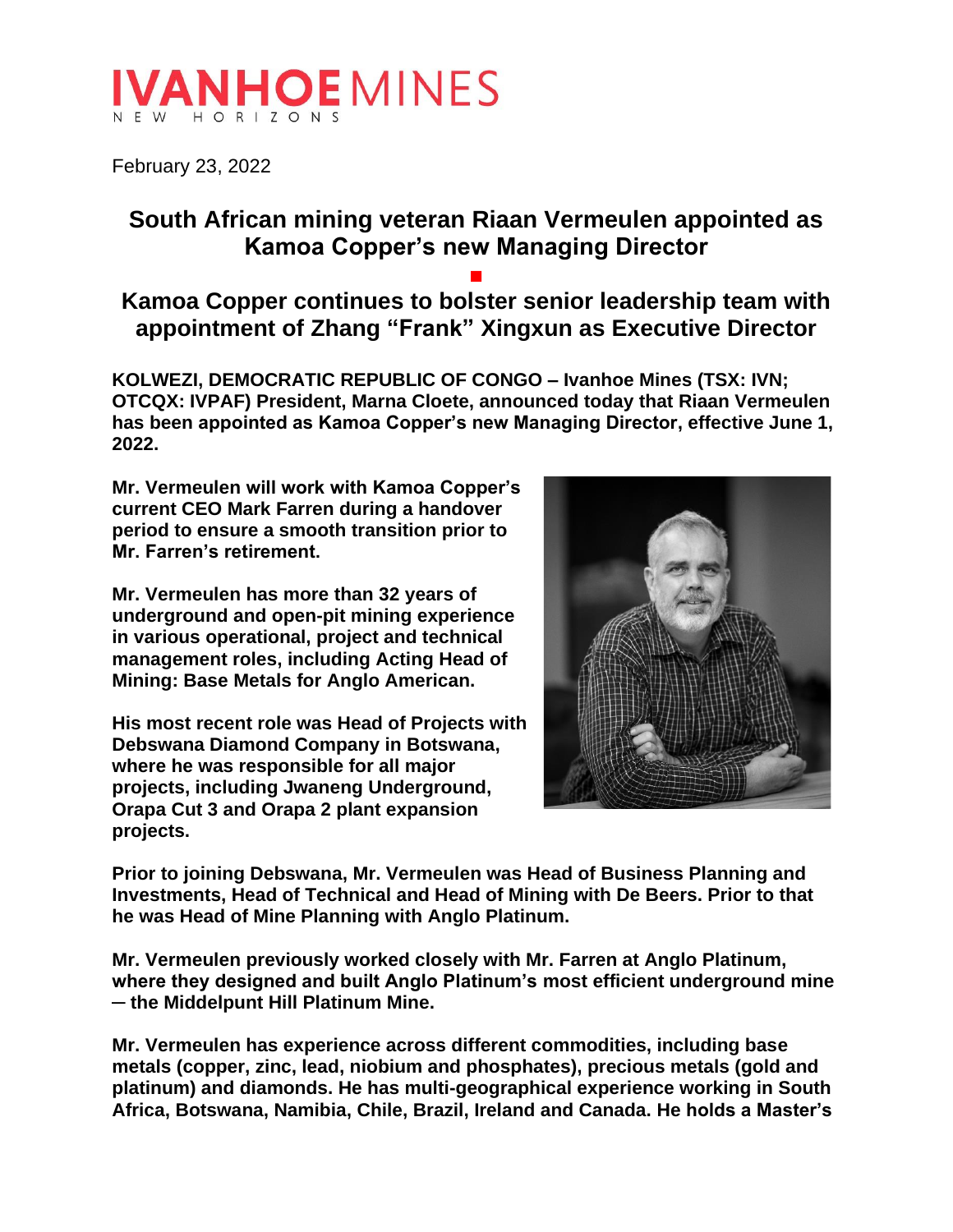IVANHOE MINES
NEW HORIZONS

February 23, 2022

# South African mining veteran Riaan Vermeulen appointed as Kamoa Copper's new Managing Director

## Kamoa Copper continues to bolster senior leadership team with appointment of Zhang "Frank" Xingxun as Executive Director

**KOLWEZI, DEMOCRATIC REPUBLIC OF CONGO – Ivanhoe Mines (TSX: IVN; OTCQX: IVPAF) President, Marna Cloete, announced today that Riaan Vermeulen has been appointed as Kamoa Copper's new Managing Director, effective June 1, 2022.**

**Mr. Vermeulen will work with Kamoa Copper's current CEO Mark Farren during a handover period to ensure a smooth transition prior to Mr. Farren's retirement.**

**Mr. Vermeulen has more than 32 years of underground and open-pit mining experience in various operational, project and technical management roles, including Acting Head of Mining: Base Metals for Anglo American.**

**His most recent role was Head of Projects with Debswana Diamond Company in Botswana, where he was responsible for all major projects, including Jwaneng Underground, Orapa Cut 3 and Orapa 2 plant expansion projects.**

**Prior to joining Debswana, Mr. Vermeulen was Head of Business Planning and Investments, Head of Technical and Head of Mining with De Beers. Prior to that he was Head of Mine Planning with Anglo Platinum.**

**Mr. Vermeulen previously worked closely with Mr. Farren at Anglo Platinum, where they designed and built Anglo Platinum's most efficient underground mine ─ the Middelpunt Hill Platinum Mine.**

**Mr. Vermeulen has experience across different commodities, including base metals (copper, zinc, lead, niobium and phosphates), precious metals (gold and platinum) and diamonds. He has multi-geographical experience working in South Africa, Botswana, Namibia, Chile, Brazil, Ireland and Canada. He holds a Master's**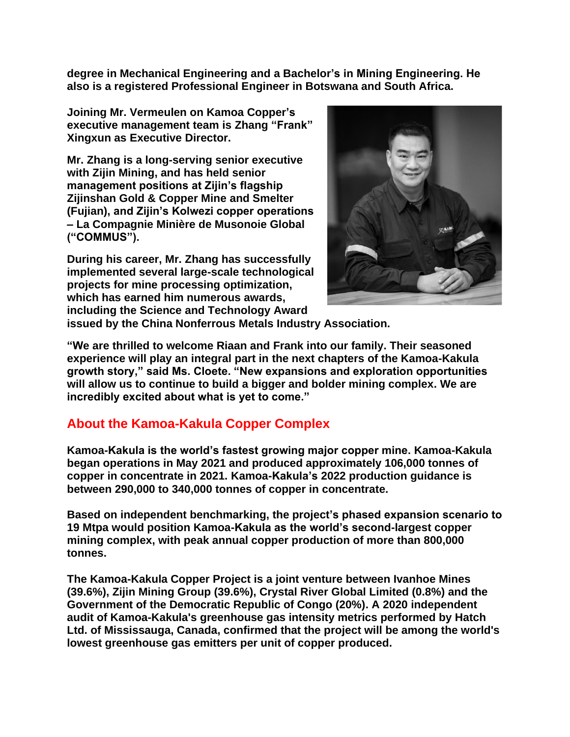**degree in Mechanical Engineering and a Bachelor's in Mining Engineering. He also is a registered Professional Engineer in Botswana and South Africa.**

**Joining Mr. Vermeulen on Kamoa Copper's executive management team is Zhang "Frank" Xingxun as Executive Director.**

**Mr. Zhang is a long-serving senior executive with Zijin Mining, and has held senior management positions at Zijin's flagship Zijinshan Gold & Copper Mine and Smelter (Fujian), and Zijin's Kolwezi copper operations – La Compagnie Minière de Musonoie Global ("COMMUS").**

**During his career, Mr. Zhang has successfully implemented several large-scale technological projects for mine processing optimization, which has earned him numerous awards, including the Science and Technology Award issued by the China Nonferrous Metals Industry Association.**

**"We are thrilled to welcome Riaan and Frank into our family. Their seasoned experience will play an integral part in the next chapters of the Kamoa-Kakula growth story," said Ms. Cloete. "New expansions and exploration opportunities will allow us to continue to build a bigger and bolder mining complex. We are incredibly excited about what is yet to come."**

## About the Kamoa-Kakula Copper Complex

**Kamoa-Kakula is the world's fastest growing major copper mine. Kamoa-Kakula began operations in May 2021 and produced approximately 106,000 tonnes of copper in concentrate in 2021. Kamoa-Kakula's 2022 production guidance is between 290,000 to 340,000 tonnes of copper in concentrate.**

**Based on independent benchmarking, the project's phased expansion scenario to 19 Mtpa would position Kamoa-Kakula as the world's second-largest copper mining complex, with peak annual copper production of more than 800,000 tonnes.**

**The Kamoa-Kakula Copper Project is a joint venture between Ivanhoe Mines (39.6%), Zijin Mining Group (39.6%), Crystal River Global Limited (0.8%) and the Government of the Democratic Republic of Congo (20%). A 2020 independent audit of Kamoa-Kakula's greenhouse gas intensity metrics performed by Hatch Ltd. of Mississauga, Canada, confirmed that the project will be among the world's lowest greenhouse gas emitters per unit of copper produced.**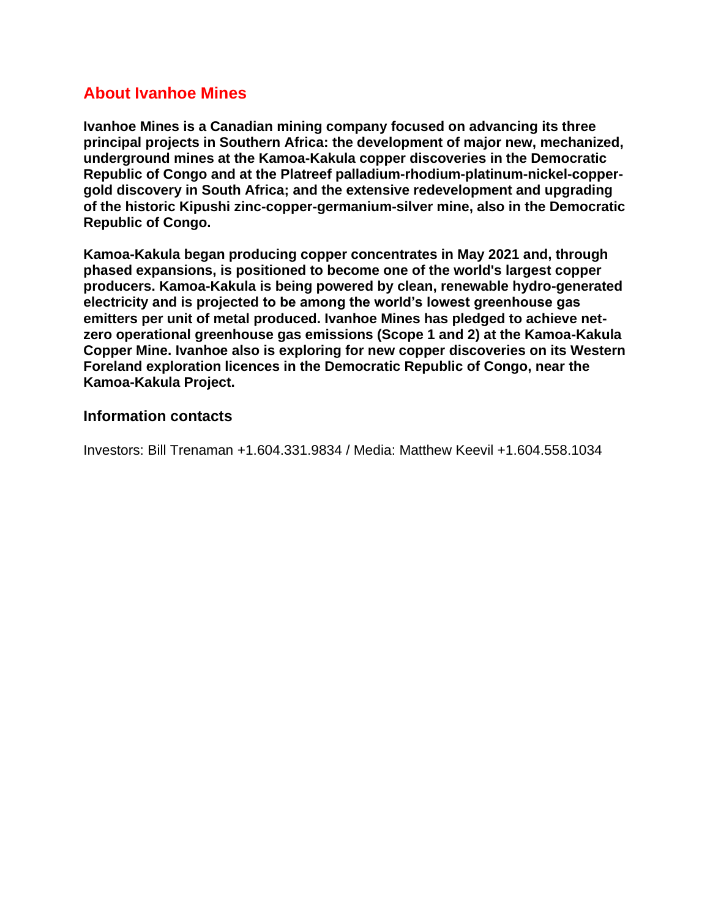## About Ivanhoe Mines

**Ivanhoe Mines is a Canadian mining company focused on advancing its three principal projects in Southern Africa: the development of major new, mechanized, underground mines at the Kamoa-Kakula copper discoveries in the Democratic Republic of Congo and at the Platreef palladium-rhodium-platinum-nickel-copper-gold discovery in South Africa; and the extensive redevelopment and upgrading of the historic Kipushi zinc-copper-germanium-silver mine, also in the Democratic Republic of Congo.**

**Kamoa-Kakula began producing copper concentrates in May 2021 and, through phased expansions, is positioned to become one of the world's largest copper producers. Kamoa-Kakula is being powered by clean, renewable hydro-generated electricity and is projected to be among the world's lowest greenhouse gas emitters per unit of metal produced. Ivanhoe Mines has pledged to achieve net-zero operational greenhouse gas emissions (Scope 1 and 2) at the Kamoa-Kakula Copper Mine. Ivanhoe also is exploring for new copper discoveries on its Western Foreland exploration licences in the Democratic Republic of Congo, near the Kamoa-Kakula Project.**

### Information contacts

Investors: Bill Trenaman +1.604.331.9834 / Media: Matthew Keevil +1.604.558.1034